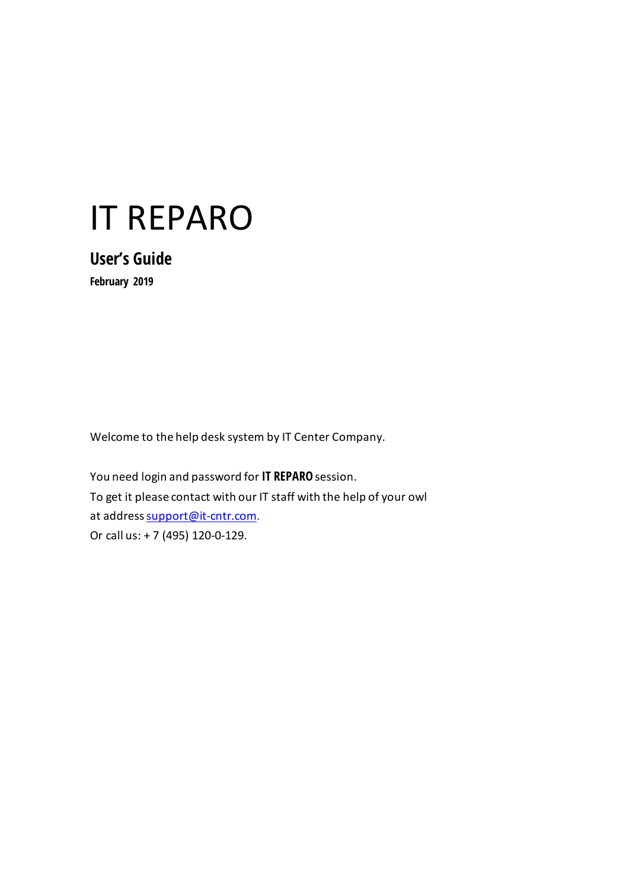# IT REPARO

## User's Guide

**February 2019**

Welcome to the help desk system by IT Center Company.

You need login and password for **IT REPARO** session.
To get it please contact with our IT staff with the help of your owl
at address support@it-cntr.com.
Or call us: + 7 (495) 120-0-129.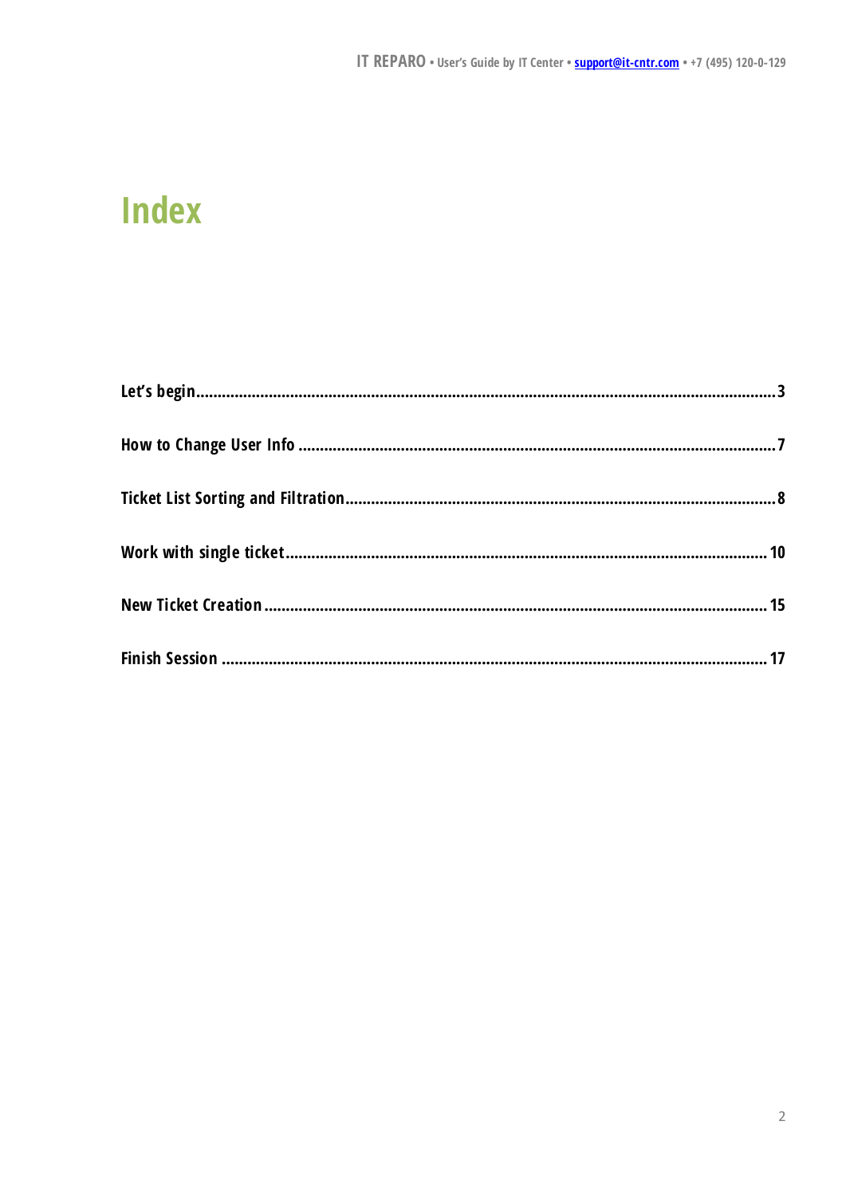# Index

Let's begin....................................................................................................................................3

How to Change User Info ...........................................................................................................7

Ticket List Sorting and Filtration................................................................................................8

Work with single ticket..............................................................................................................10

New Ticket Creation .................................................................................................................15

Finish Session ...........................................................................................................................17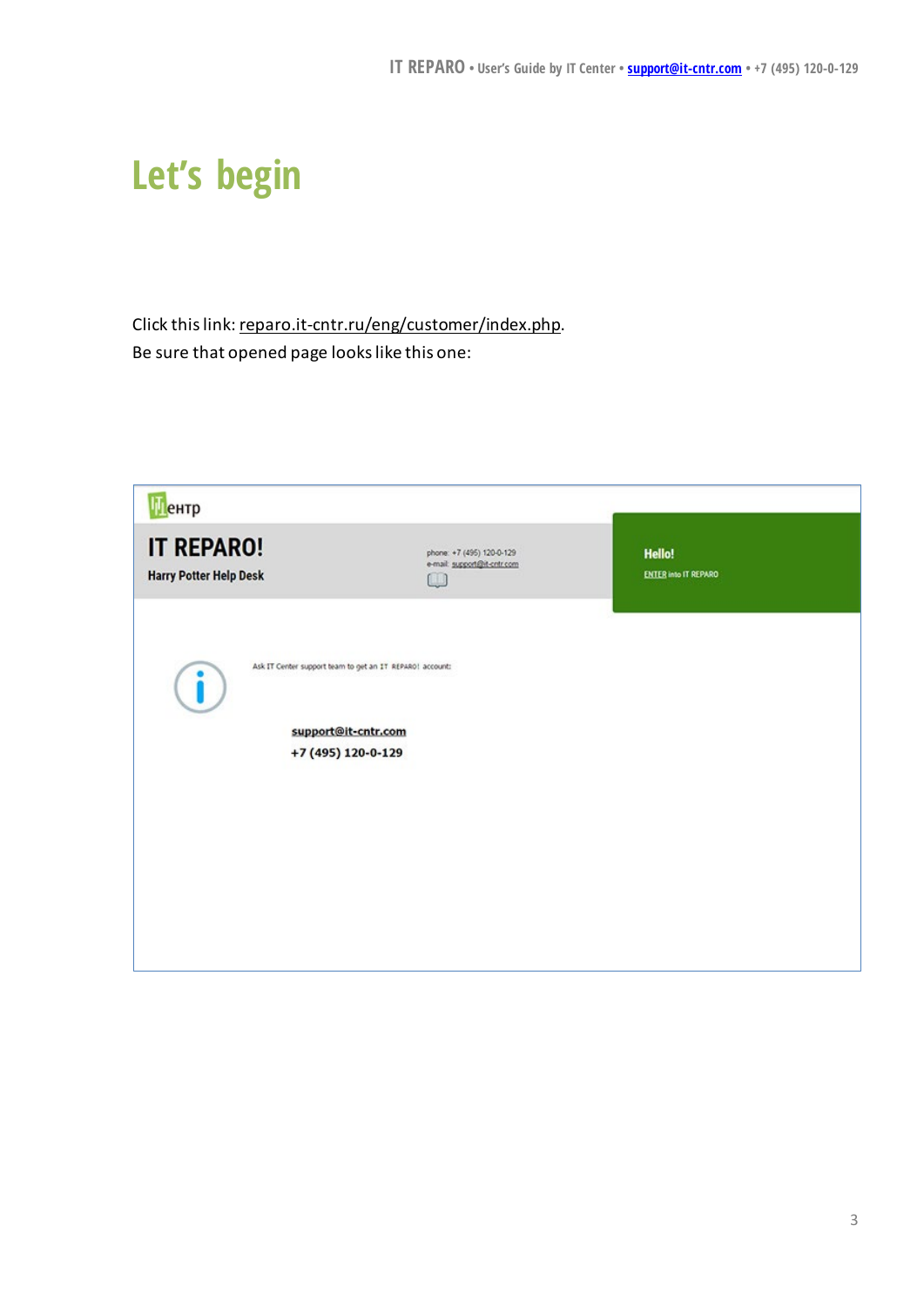# Let's begin

Click this link: reparo.it-cntr.ru/eng/customer/index.php.
Be sure that opened page looks like this one: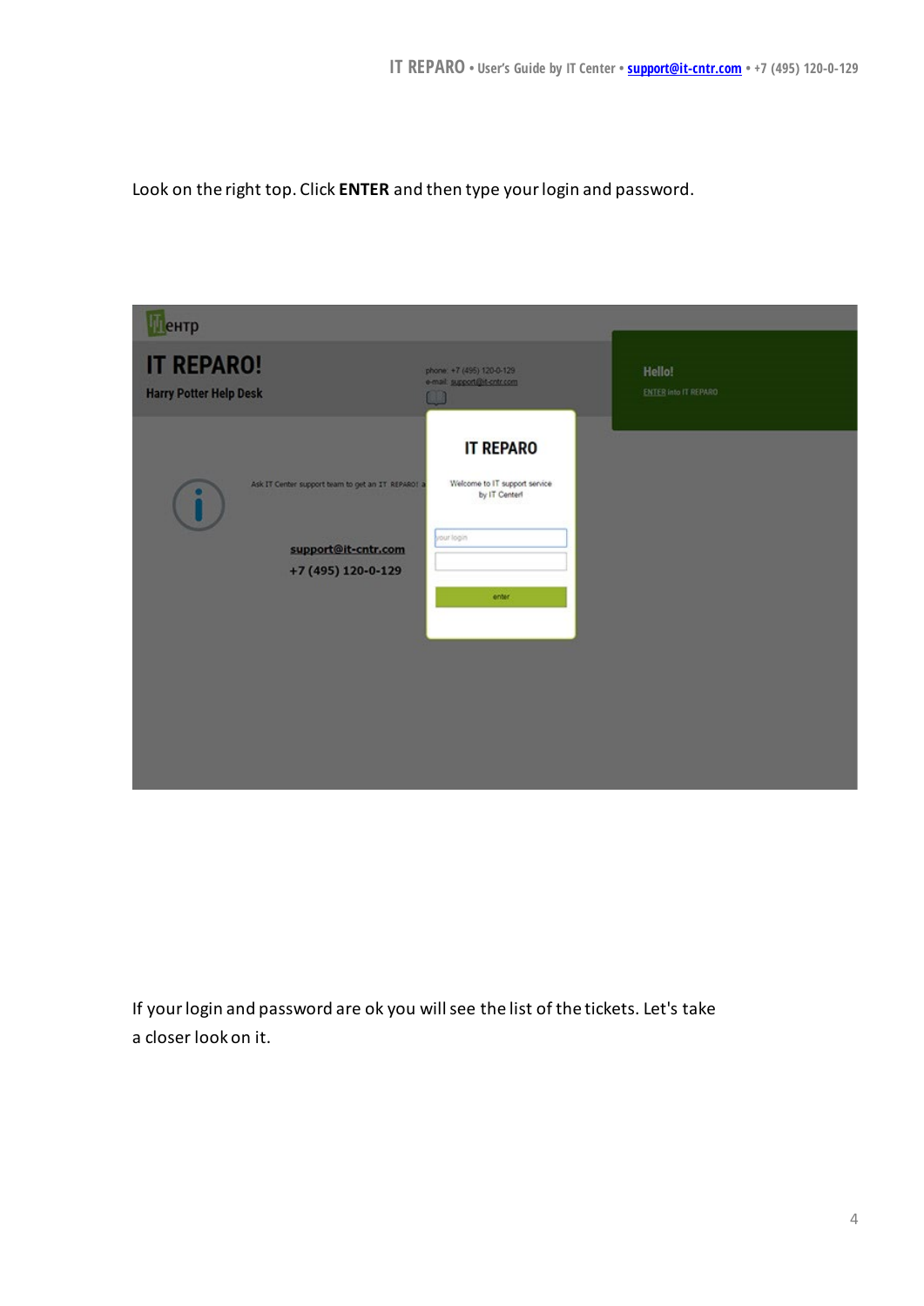Look on the right top. Click **ENTER** and then type your login and password.

If your login and password are ok you will see the list of the tickets. Let's take a closer look on it.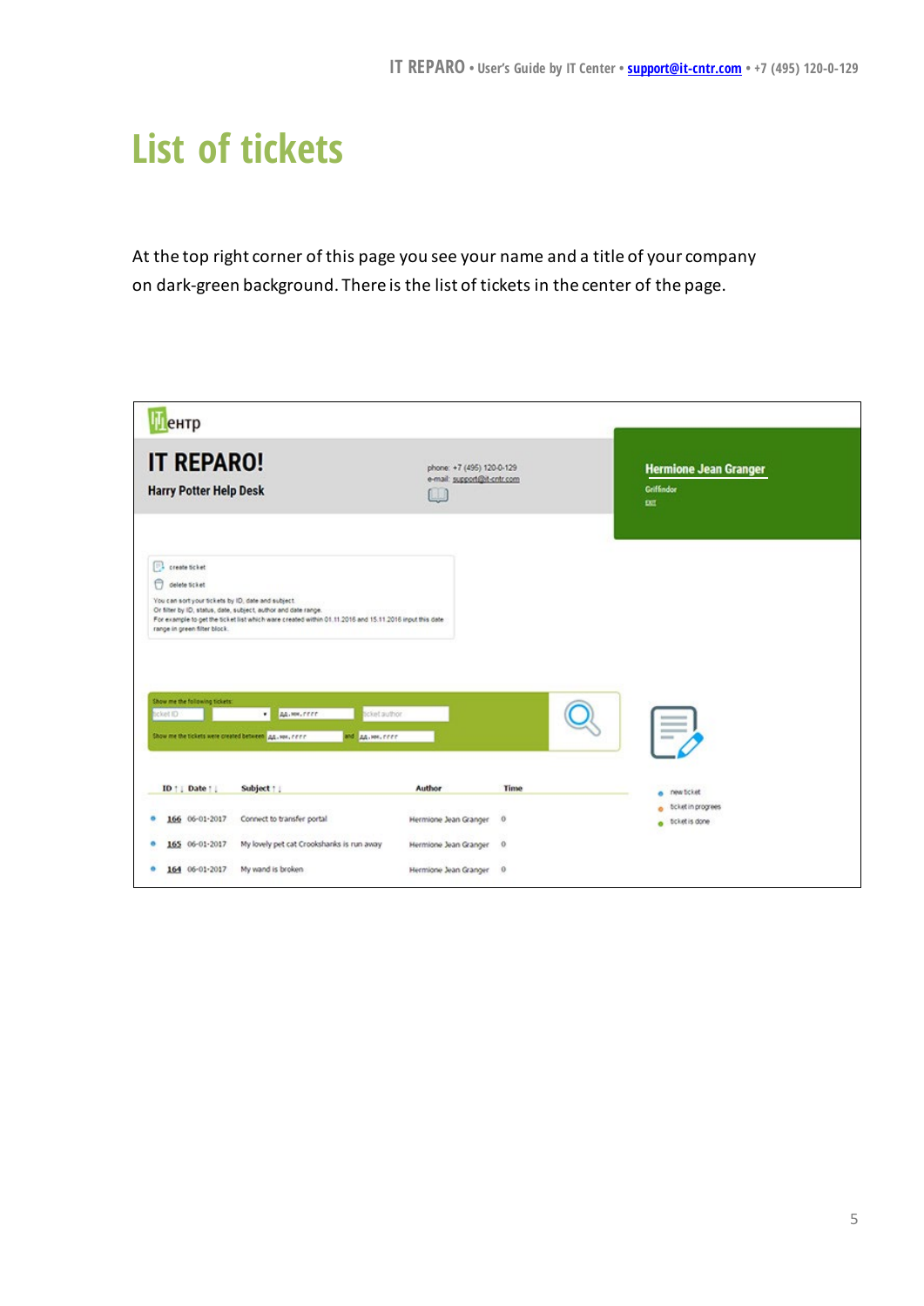# List of tickets

At the top right corner of this page you see your name and a title of your company on dark-green background. There is the list of tickets in the center of the page.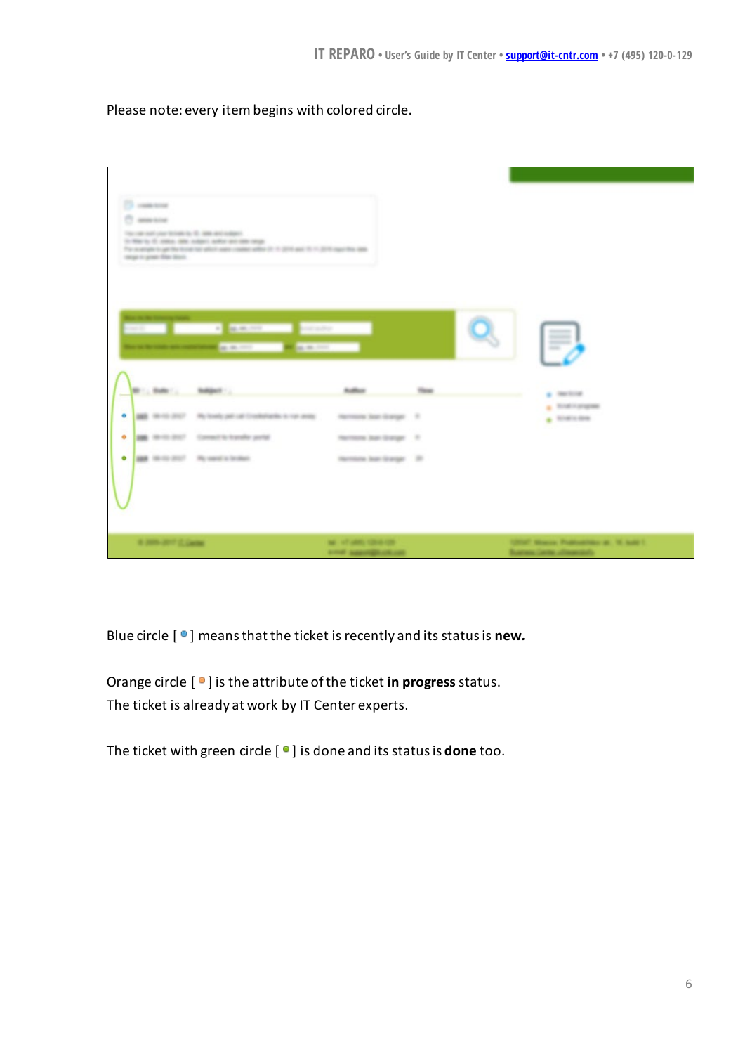Please note: every item begins with colored circle.

Blue circle [ ● ] means that the ticket is recently and its status is **new.**

Orange circle [ ● ] is the attribute of the ticket **in progress** status.
The ticket is already at work by IT Center experts.

The ticket with green circle [ ● ] is done and its status is **done** too.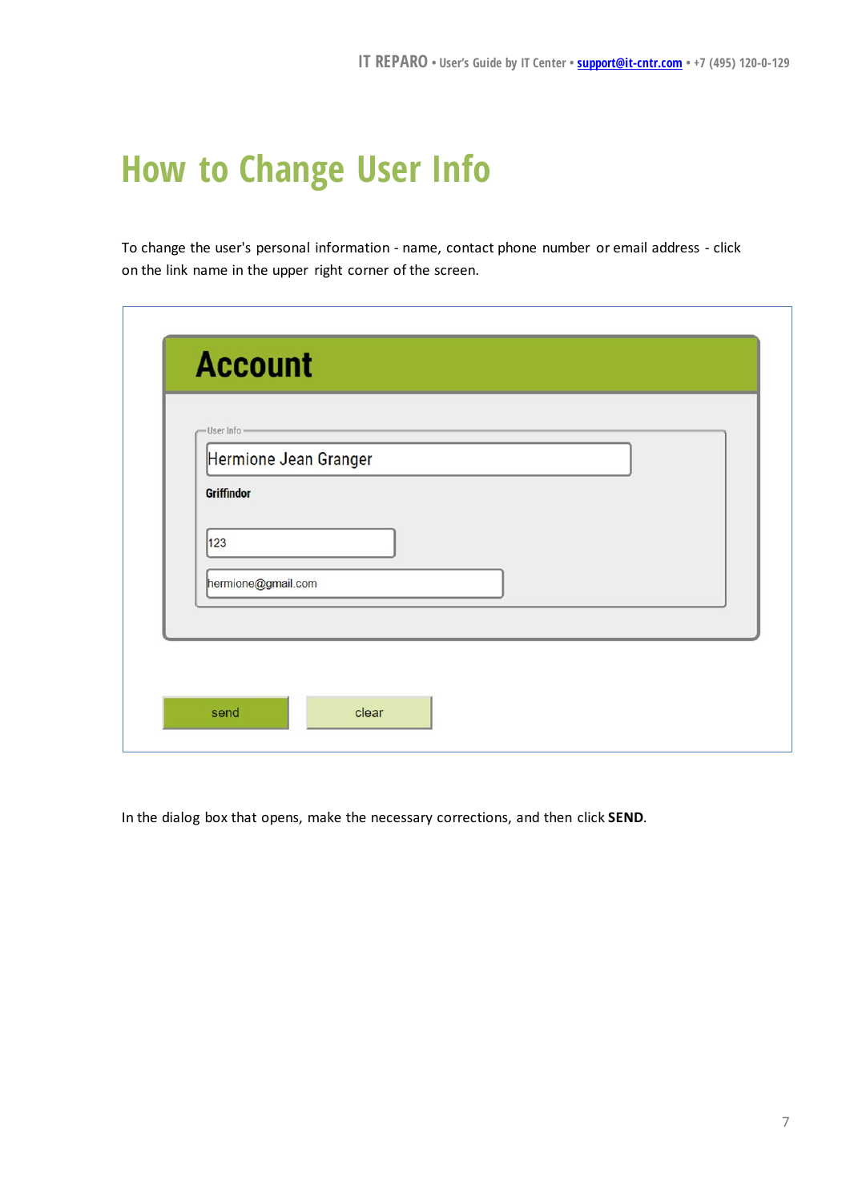# How to Change User Info

To change the user's personal information - name, contact phone number or email address - click on the link name in the upper right corner of the screen.

**Account**

User Info

Hermione Jean Granger

**Griffindor**

123

hermione@gmail.com

send | clear

In the dialog box that opens, make the necessary corrections, and then click **SEND**.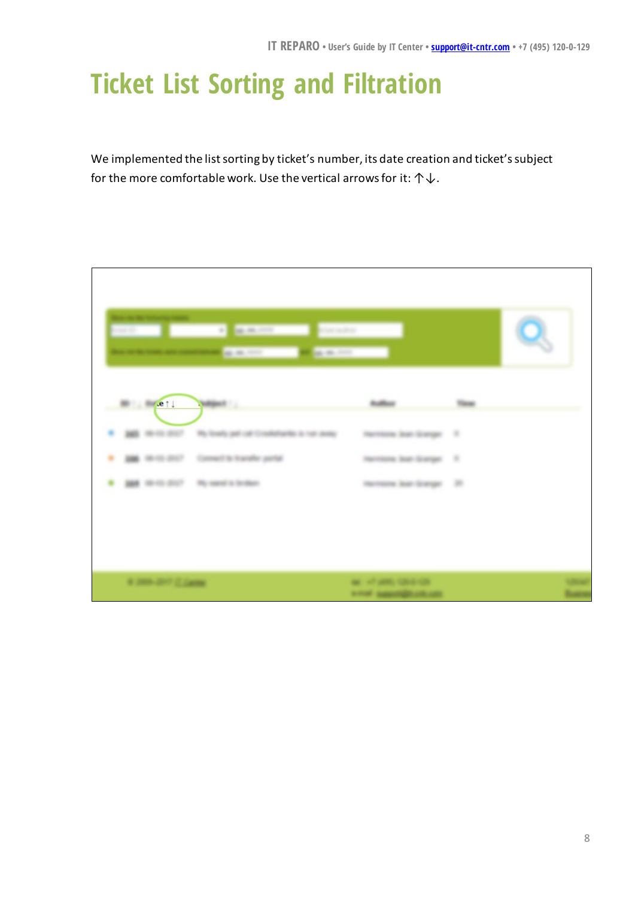# Ticket List Sorting and Filtration

We implemented the list sorting by ticket's number, its date creation and ticket's subject for the more comfortable work. Use the vertical arrows for it: ↑↓.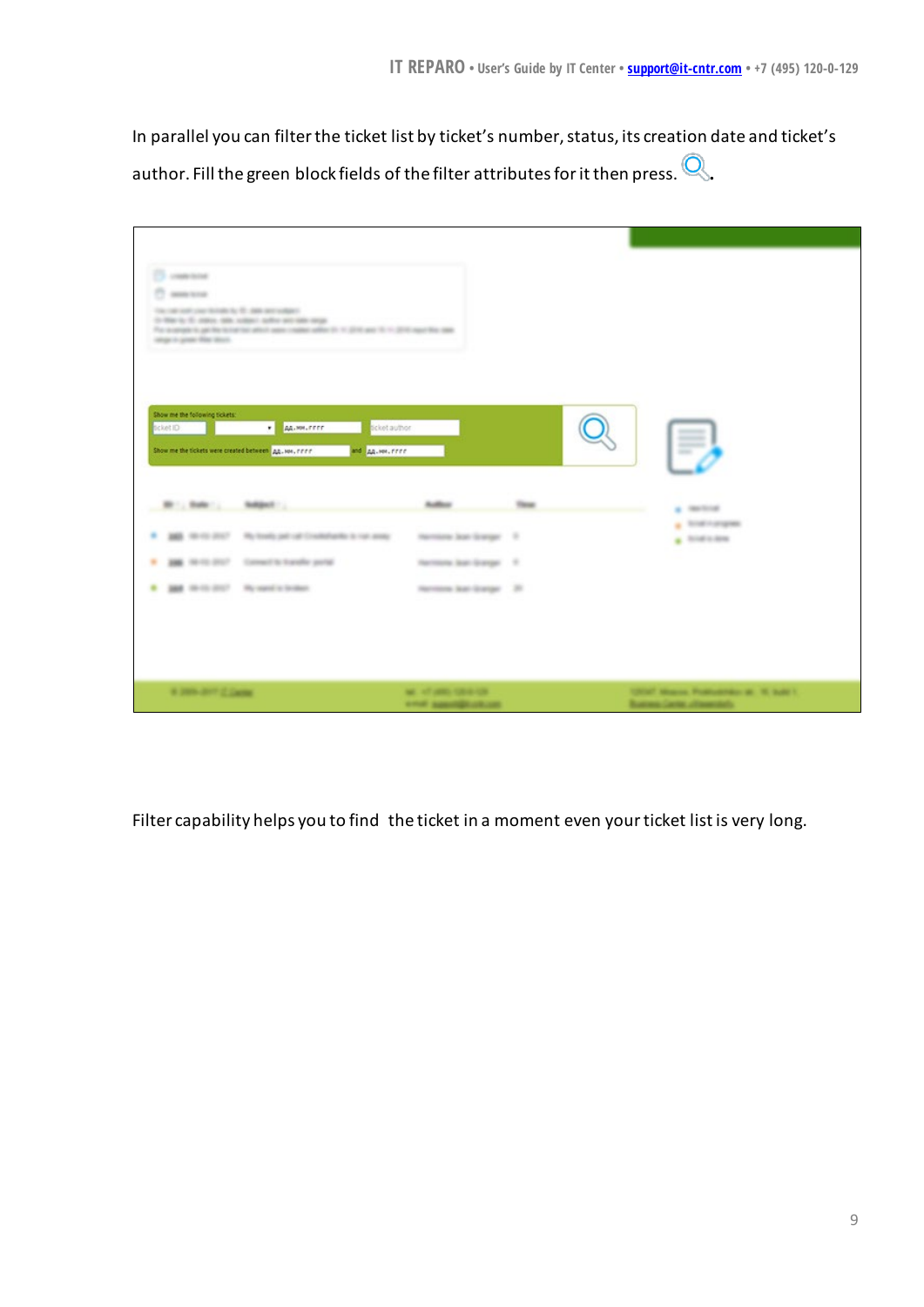In parallel you can filter the ticket list by ticket's number, status, its creation date and ticket's author. Fill the green block fields of the filter attributes for it then press.

Filter capability helps you to find the ticket in a moment even your ticket list is very long.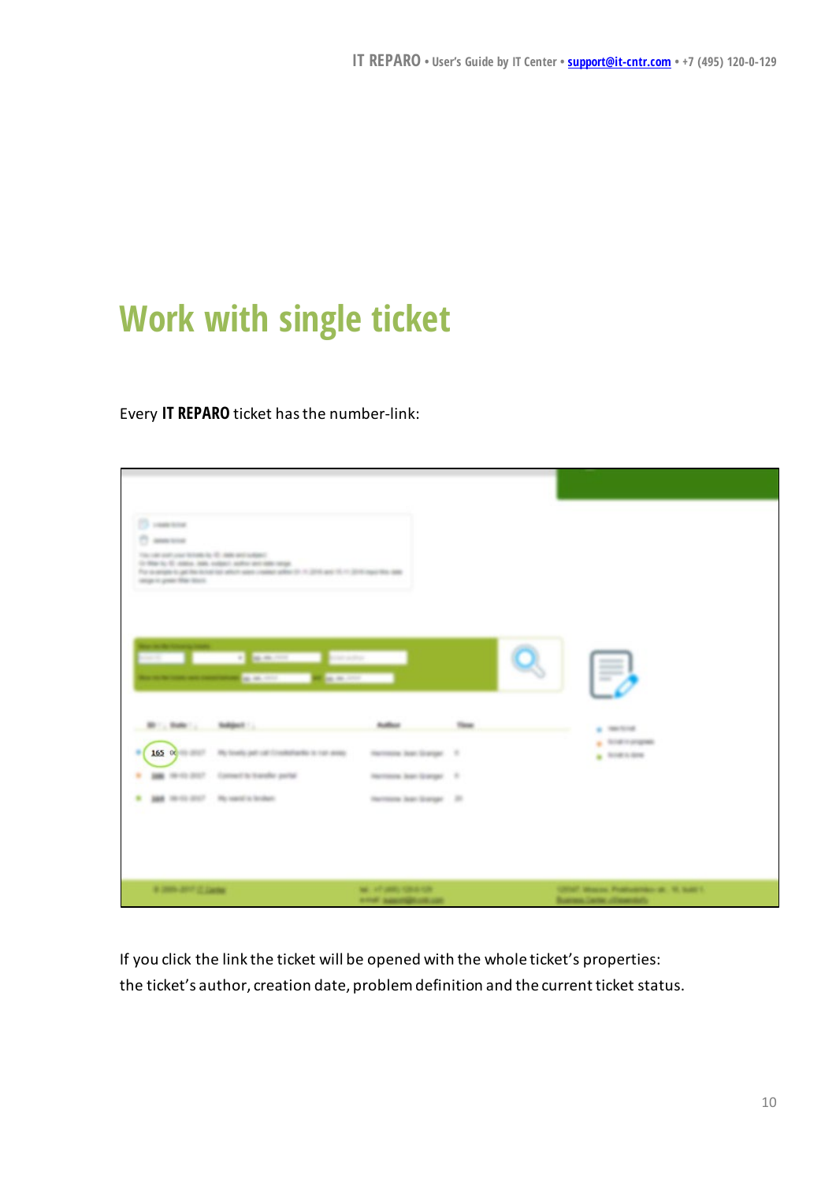# Work with single ticket

Every **IT REPARO** ticket has the number-link:

If you click the link the ticket will be opened with the whole ticket's properties: the ticket's author, creation date, problem definition and the current ticket status.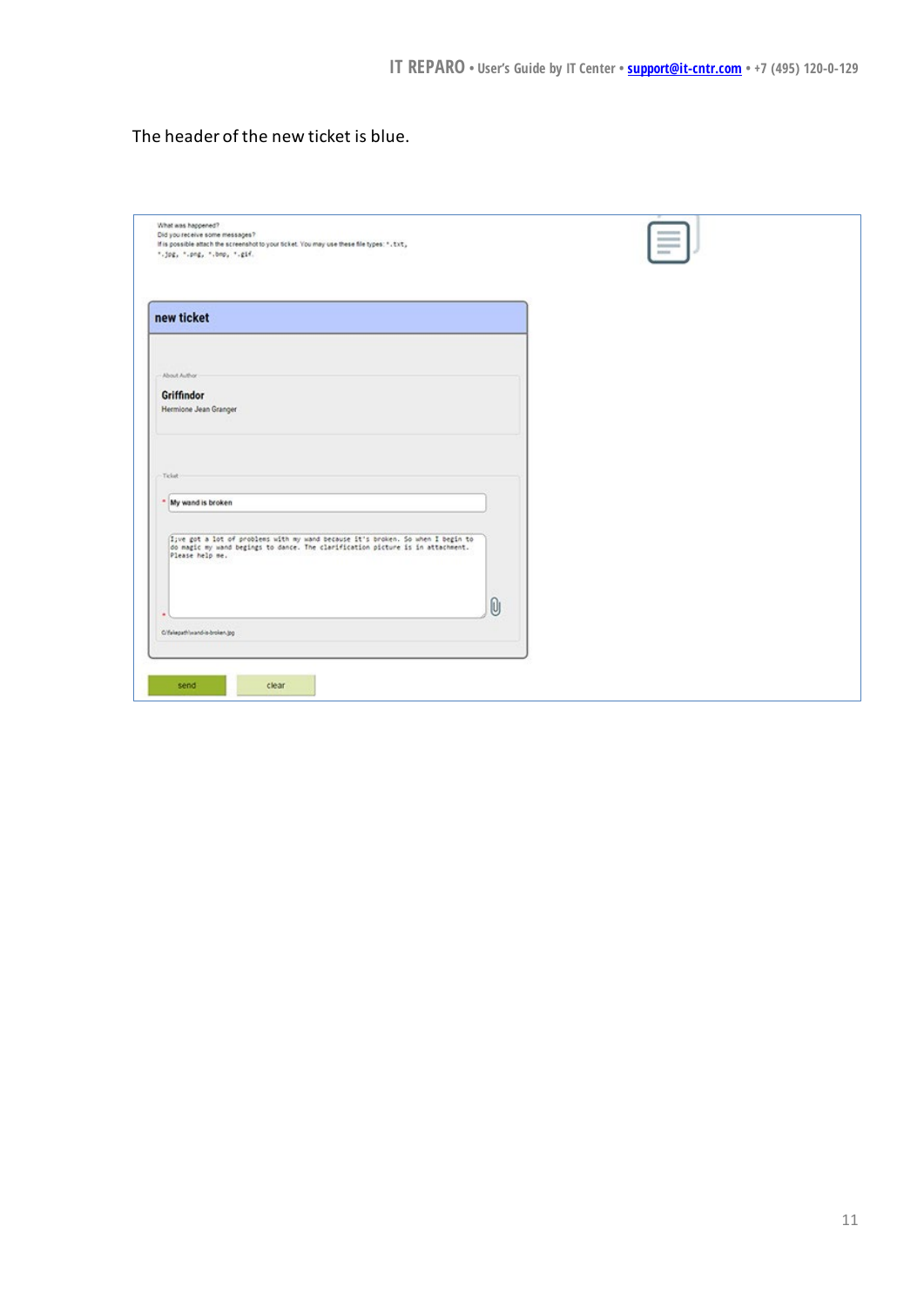The header of the new ticket is blue.

What was happened?
Did you receive some messages?
If is possible attach the screenshot to your ticket. You may use these file types: *.txt, *.jpg, *.png, *.bmp, *.gif.

**new ticket**

About Author

**Griffindor**
Hermione Jean Granger

Ticket

* My wand is broken

I;ve got a lot of problems with my wand because it's broken. So when I begin to do magic my wand begings to dance. The clarification picture is in attachment. Please help me.

C:\fakepath\wand-is-broken.jpg

send | clear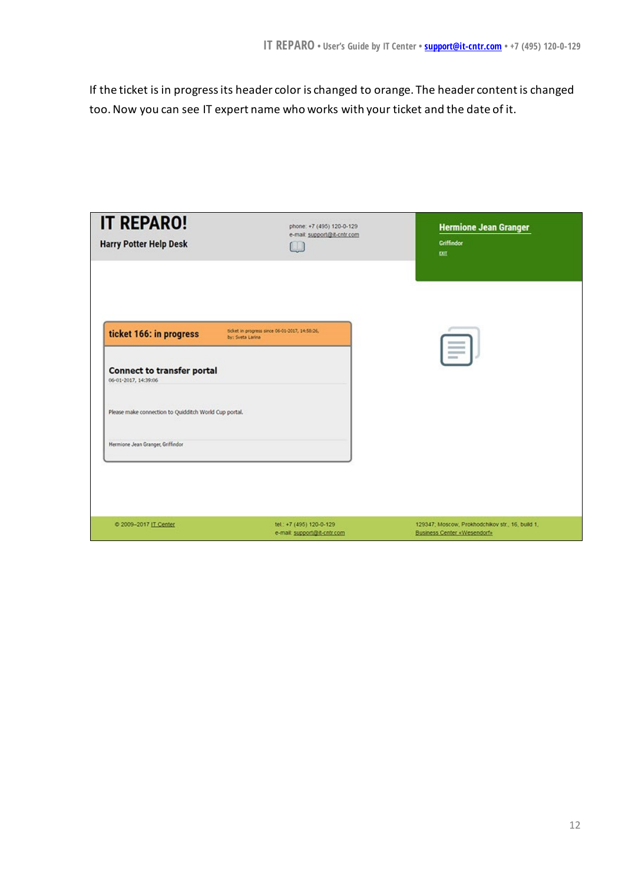If the ticket is in progress its header color is changed to orange. The header content is changed too. Now you can see IT expert name who works with your ticket and the date of it.

IT REPARO!

Harry Potter Help Desk

phone: +7 (495) 120-0-129
e-mail: support@it-cntr.com

Hermione Jean Granger

Griffindor

EXIT

ticket 166: in progress

ticket in progress since 06-01-2017, 14:58:26,
by: Sveta Larina

Connect to transfer portal

06-01-2017, 14:39:06

Please make connection to Quidditch World Cup portal.

Hermione Jean Granger, Griffindor

© 2009–2017 IT Center

tel.: +7 (495) 120-0-129
e-mail: support@it-cntr.com

129347, Moscow, Prokhodchikov str., 16, build 1,
Business Center «Wesendorf»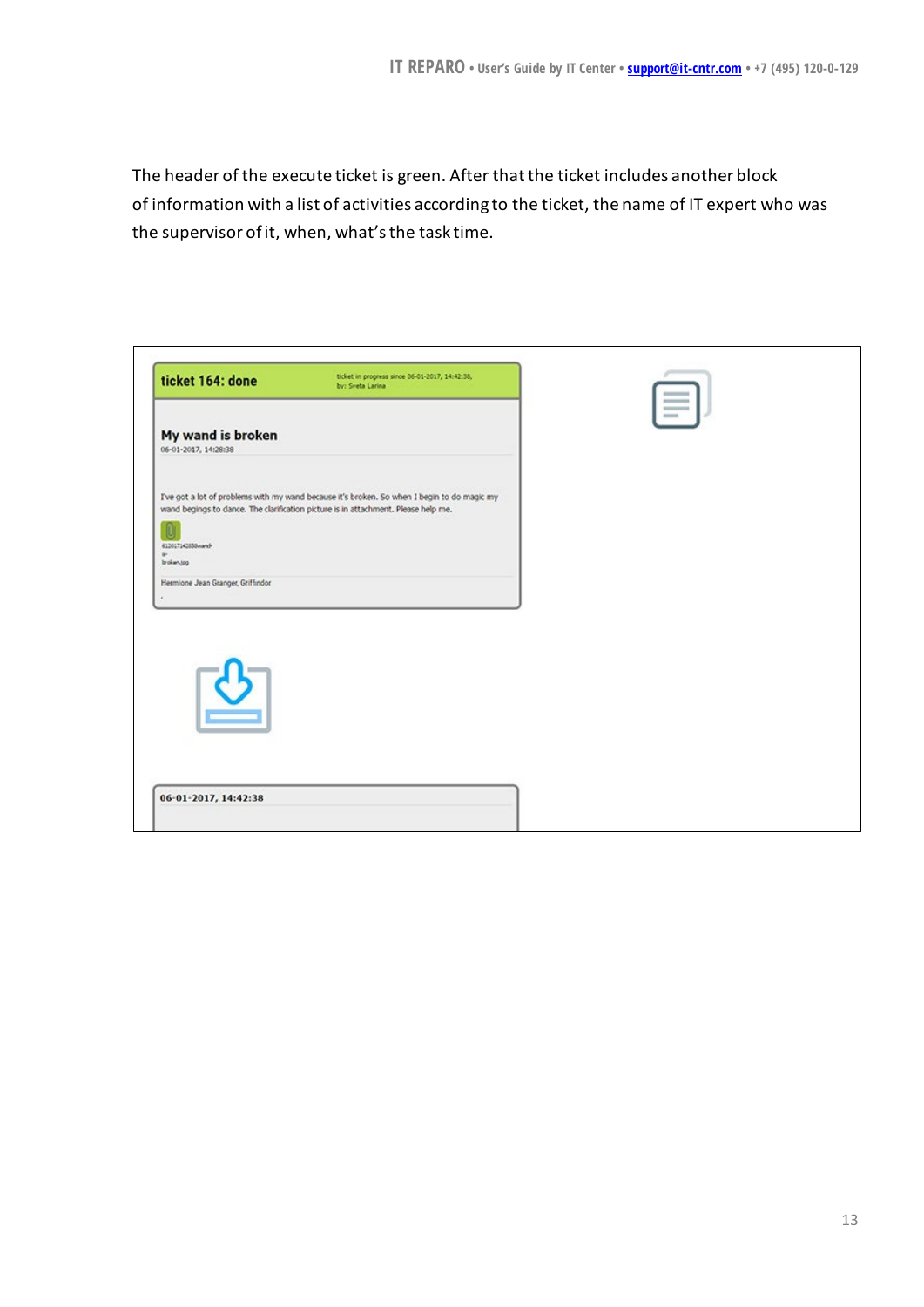The header of the execute ticket is green. After that the ticket includes another block of information with a list of activities according to the ticket, the name of IT expert who was the supervisor of it, when, what's the task time.

**ticket 164: done**

ticket in progress since 06-01-2017, 14:42:38,
by: Sveta Larina

**My wand is broken**

06-01-2017, 14:28:38

I've got a lot of problems with my wand because it's broken. So when I begin to do magic my wand begings to dance. The clarification picture is in attachment. Please help me.

612017142838wand-is-broken.jpg

Hermione Jean Granger, Griffindor

06-01-2017, 14:42:38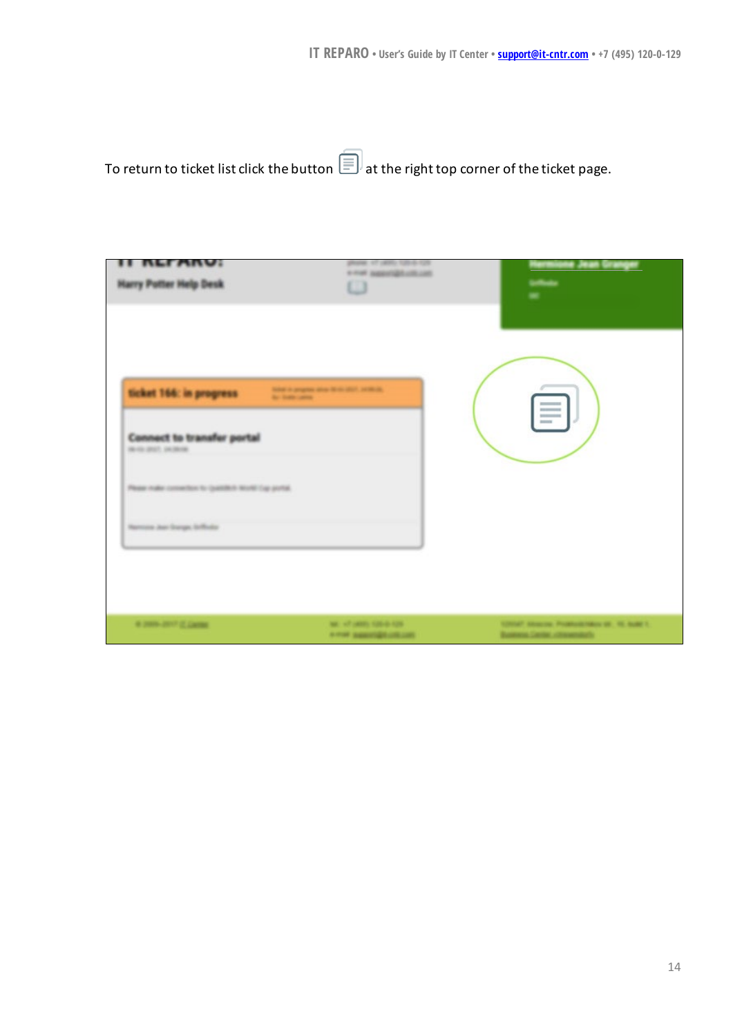To return to ticket list click the button at the right top corner of the ticket page.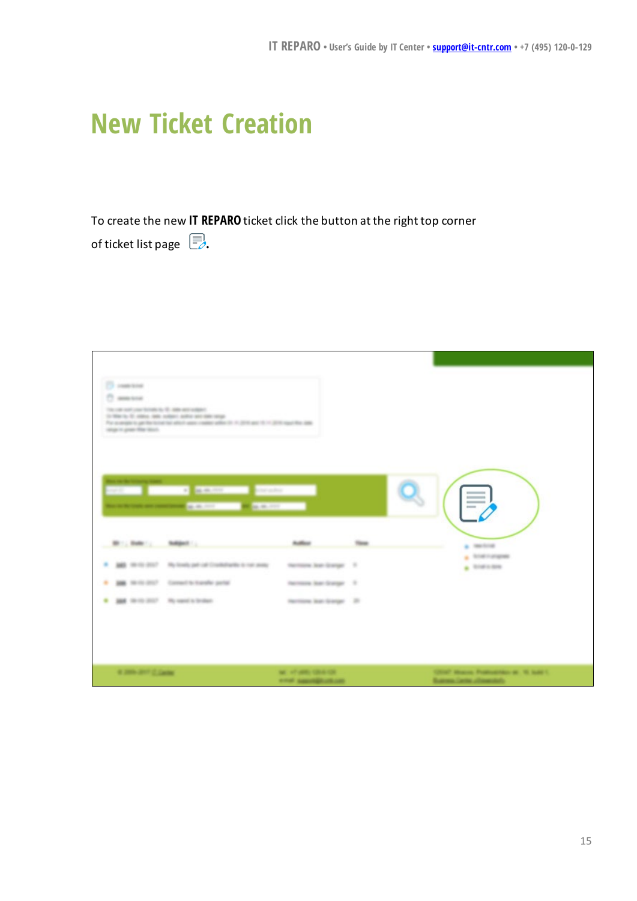# New Ticket Creation

To create the new **IT REPARO** ticket click the button at the right top corner of ticket list page .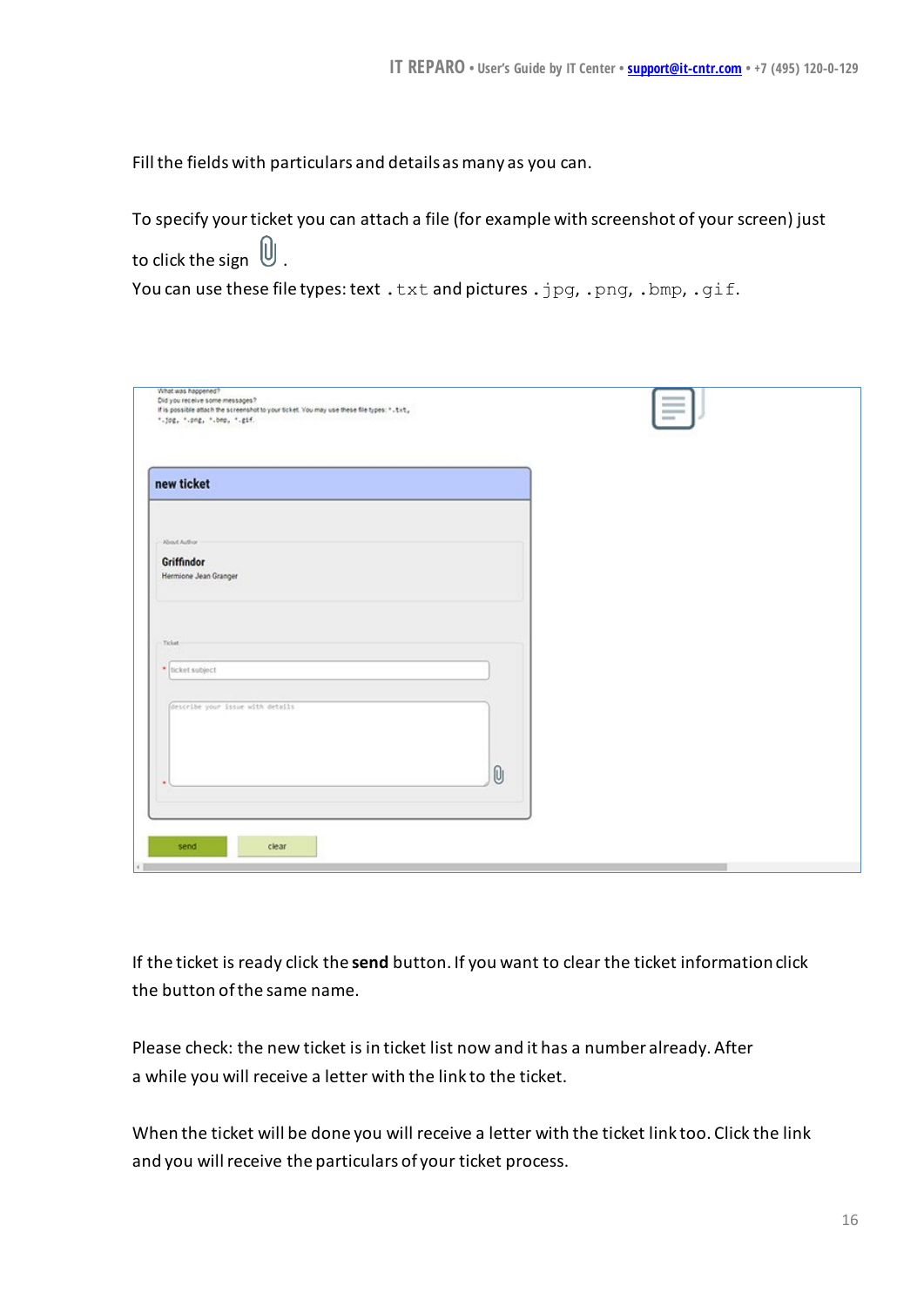Fill the fields with particulars and details as many as you can.

To specify your ticket you can attach a file (for example with screenshot of your screen) just to click the sign 📎.

You can use these file types: text `.txt` and pictures `.jpg`, `.png`, `.bmp`, `.gif`.

If the ticket is ready click the **send** button. If you want to clear the ticket information click the button of the same name.

Please check: the new ticket is in ticket list now and it has a number already. After a while you will receive a letter with the link to the ticket.

When the ticket will be done you will receive a letter with the ticket link too. Click the link and you will receive the particulars of your ticket process.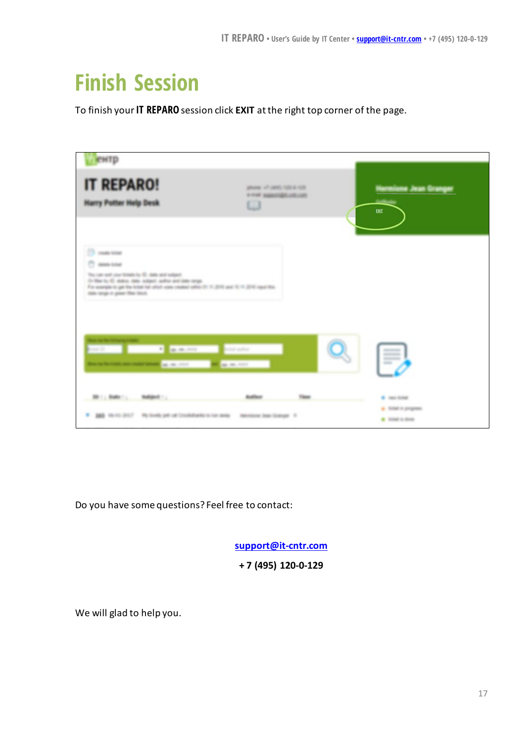# Finish Session

To finish your **IT REPARO** session click **EXIT** at the right top corner of the page.

Do you have some questions? Feel free to contact:

**support@it-cntr.com**

**+ 7 (495) 120-0-129**

We will glad to help you.